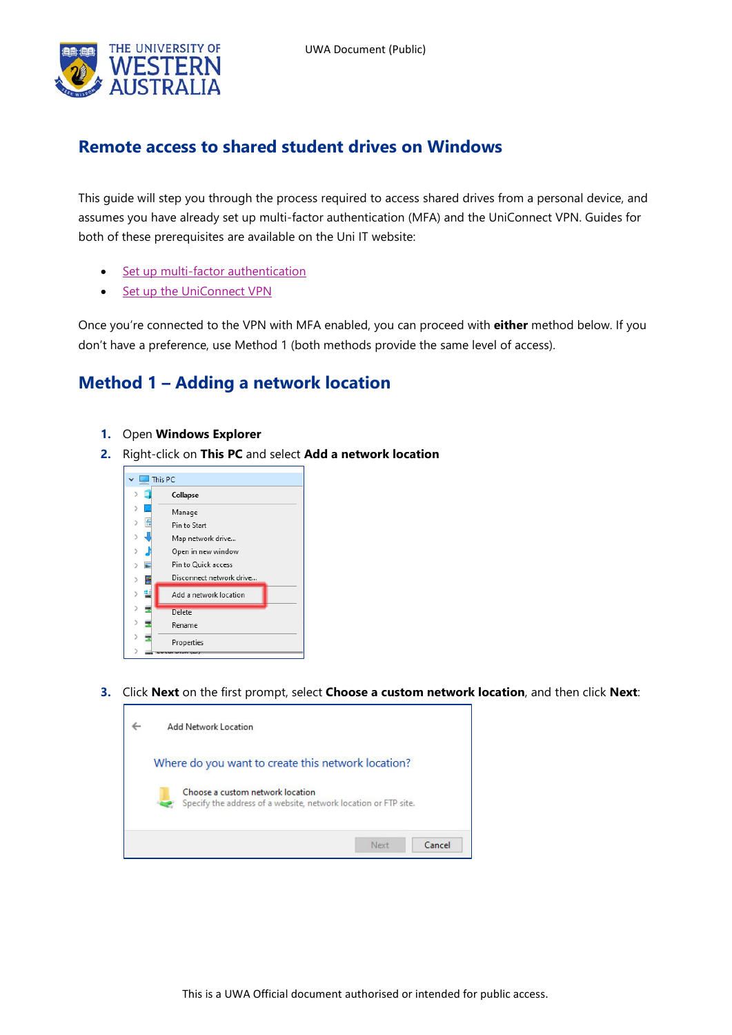# Remote access to shared student drives on Windows

This guide will step you through the process required to access shared drives from a personal device, and assumes you have already set up multi-factor authentication (MFA) and the UniConnect VPN. Guides for both of these prerequisites are available on the Uni IT website:

- Set up multi-factor authentication
- Set up the UniConnect VPN

Once you're connected to the VPN with MFA enabled, you can proceed with **either** method below. If you don't have a preference, use Method 1 (both methods provide the same level of access).

## Method 1 – Adding a network location

1. Open **Windows Explorer**
2. Right-click on **This PC** and select **Add a network location**

3. Click **Next** on the first prompt, select **Choose a custom network location**, and then click **Next**: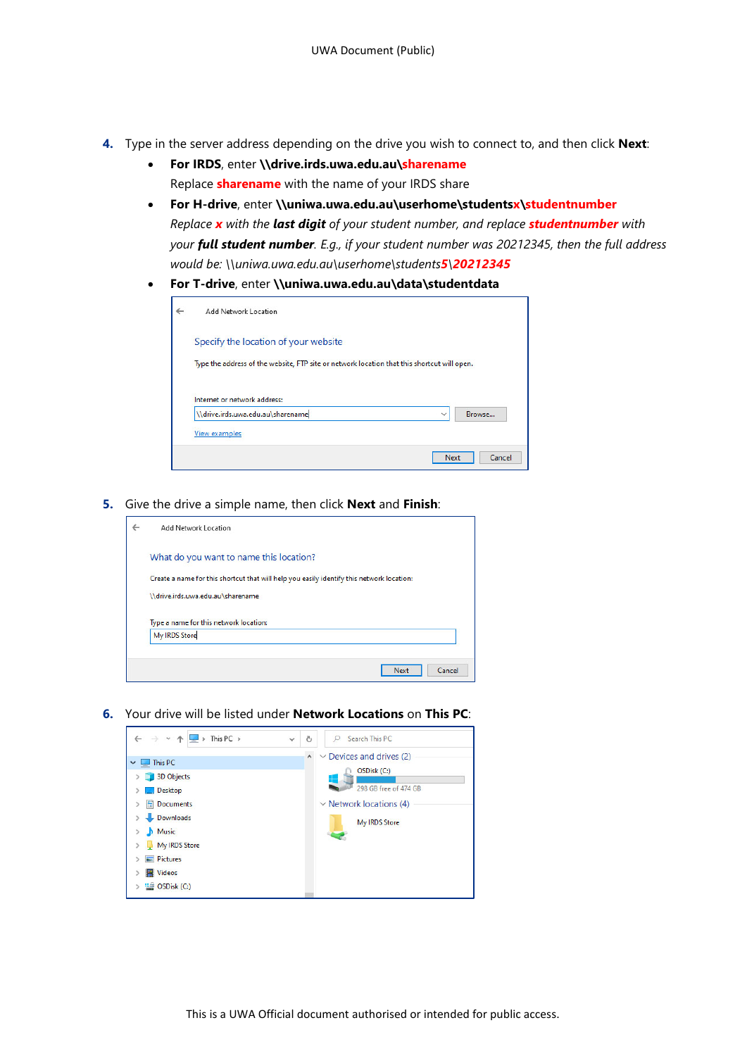4. Type in the server address depending on the drive you wish to connect to, and then click **Next**:
   - **For IRDS**, enter **\\drive.irds.uwa.edu.au\sharename**
     Replace **sharename** with the name of your IRDS share
   - **For H-drive**, enter **\\uniwa.uwa.edu.au\userhome\studentsx\studentnumber**
     *Replace **x** with the **last digit** of your student number, and replace **studentnumber** with your **full student number**. E.g., if your student number was 20212345, then the full address would be: \\uniwa.uwa.edu.au\userhome\students**5**\\**20212345***
   - **For T-drive**, enter **\\uniwa.uwa.edu.au\data\studentdata**

5. Give the drive a simple name, then click **Next** and **Finish**:

6. Your drive will be listed under **Network Locations** on **This PC**: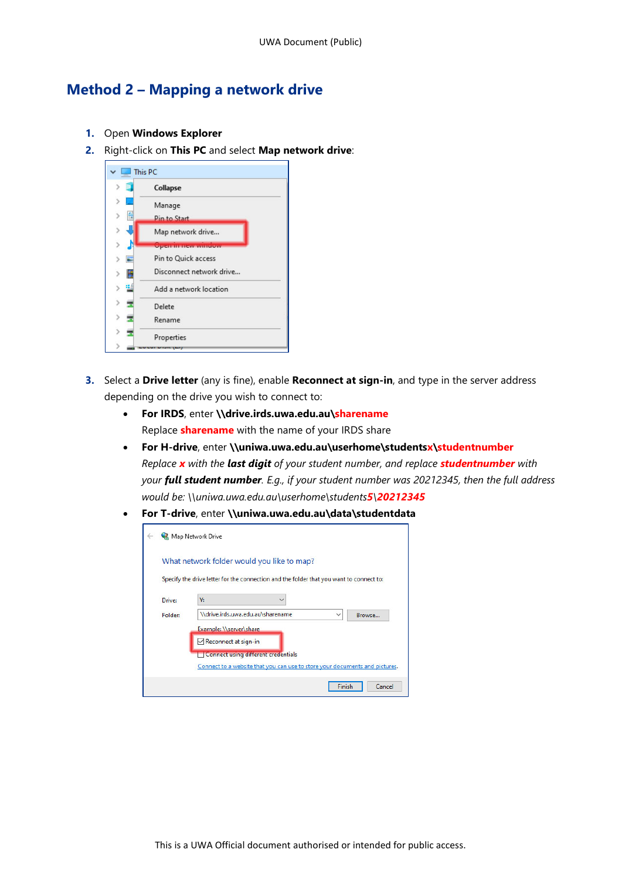## Method 2 – Mapping a network drive

1. Open **Windows Explorer**
2. Right-click on **This PC** and select **Map network drive**:

3. Select a **Drive letter** (any is fine), enable **Reconnect at sign-in**, and type in the server address depending on the drive you wish to connect to:
   - **For IRDS**, enter **\\drive.irds.uwa.edu.au\sharename**
     Replace **sharename** with the name of your IRDS share
   - **For H-drive**, enter **\\uniwa.uwa.edu.au\userhome\studentsx\studentnumber**
     *Replace **x** with the **last digit** of your student number, and replace **studentnumber** with your **full student number**. E.g., if your student number was 20212345, then the full address would be: \\uniwa.uwa.edu.au\userhome\students**5**\\**20212345***
   - **For T-drive**, enter **\\uniwa.uwa.edu.au\data\studentdata**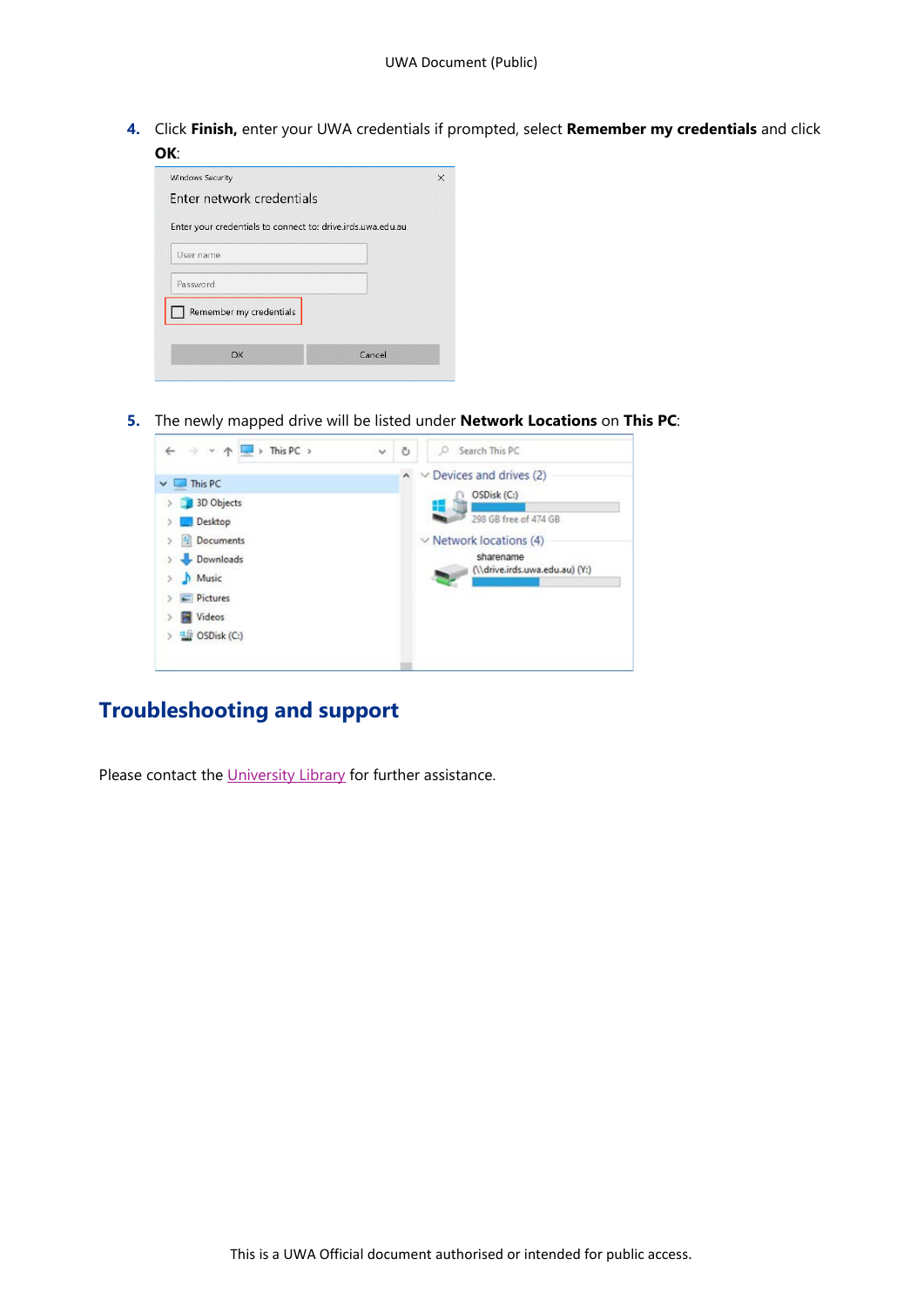4. Click **Finish,** enter your UWA credentials if prompted, select **Remember my credentials** and click **OK**:

5. The newly mapped drive will be listed under **Network Locations** on **This PC**:

## Troubleshooting and support

Please contact the University Library for further assistance.